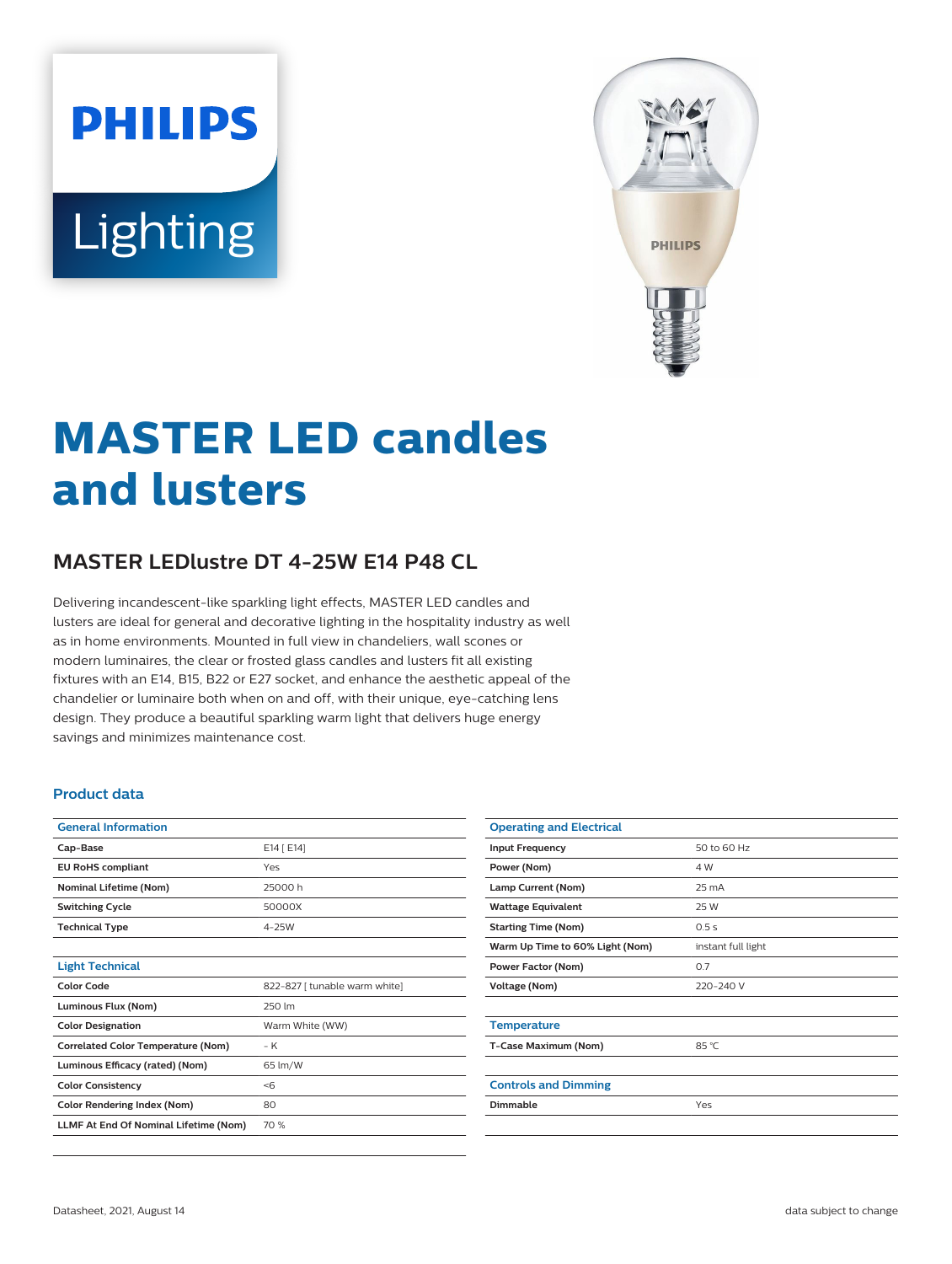PHILIPS

Lighting

# MASTER LED candles and lusters

## MASTER LEDlustre DT 4-25W E14 P48 CL

Delivering incandescent-like sparkling light effects, MASTER LED candles and lusters are ideal for general and decorative lighting in the hospitality industry as well as in home environments. Mounted in full view in chandeliers, wall scones or modern luminaires, the clear or frosted glass candles and lusters fit all existing fixtures with an E14, B15, B22 or E27 socket, and enhance the aesthetic appeal of the chandelier or luminaire both when on and off, with their unique, eye-catching lens design. They produce a beautiful sparkling warm light that delivers huge energy savings and minimizes maintenance cost.

### Product data

| General Information | |
|---|---|
| **Cap-Base** | E14 [ E14] |
| **EU RoHS compliant** | Yes |
| **Nominal Lifetime (Nom)** | 25000 h |
| **Switching Cycle** | 50000X |
| **Technical Type** | 4-25W |

| Light Technical | |
|---|---|
| **Color Code** | 822-827 [ tunable warm white] |
| **Luminous Flux (Nom)** | 250 lm |
| **Color Designation** | Warm White (WW) |
| **Correlated Color Temperature (Nom)** | - K |
| **Luminous Efficacy (rated) (Nom)** | 65 lm/W |
| **Color Consistency** | <6 |
| **Color Rendering Index (Nom)** | 80 |
| **LLMF At End Of Nominal Lifetime (Nom)** | 70 % |

| Operating and Electrical | |
|---|---|
| **Input Frequency** | 50 to 60 Hz |
| **Power (Nom)** | 4 W |
| **Lamp Current (Nom)** | 25 mA |
| **Wattage Equivalent** | 25 W |
| **Starting Time (Nom)** | 0.5 s |
| **Warm Up Time to 60% Light (Nom)** | instant full light |
| **Power Factor (Nom)** | 0.7 |
| **Voltage (Nom)** | 220-240 V |

| Temperature | |
|---|---|
| **T-Case Maximum (Nom)** | 85 °C |

| Controls and Dimming | |
|---|---|
| **Dimmable** | Yes |

Datasheet, 2021, August 14 — data subject to change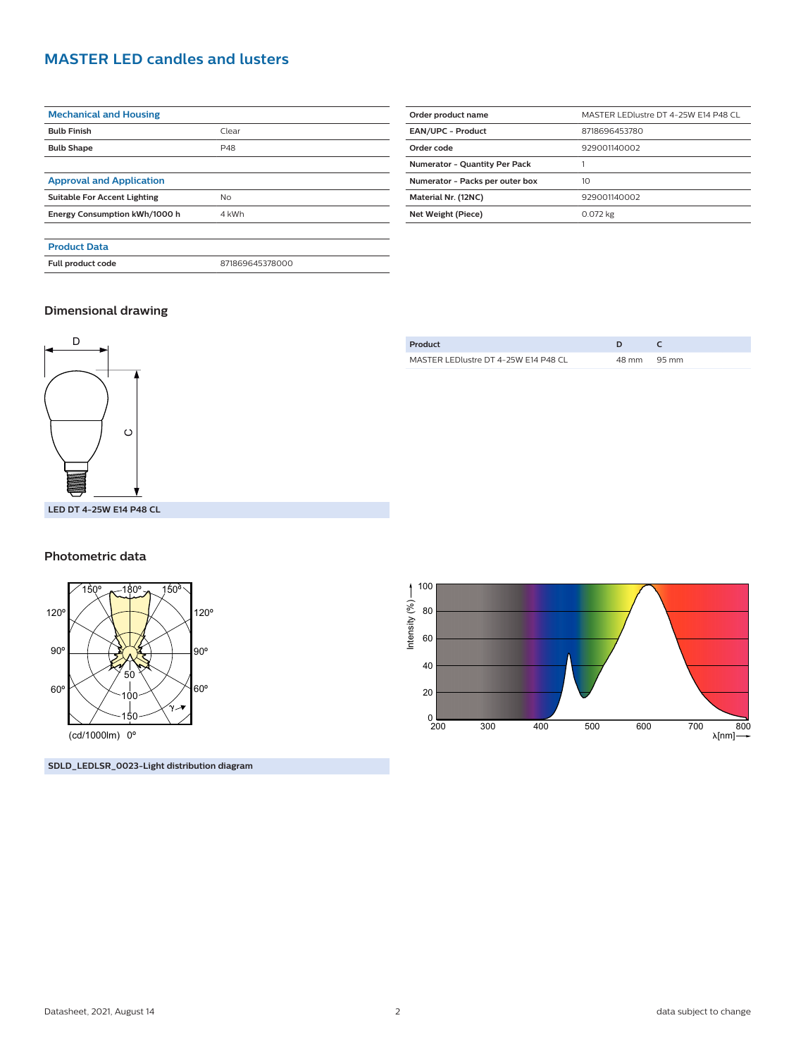# MASTER LED candles and lusters

| Mechanical and Housing | |
|---|---|
| Bulb Finish | Clear |
| Bulb Shape | P48 |

| Approval and Application | |
|---|---|
| Suitable For Accent Lighting | No |
| Energy Consumption kWh/1000 h | 4 kWh |

| Product Data | |
|---|---|
| Full product code | 871869645378000 |

| | |
|---|---|
| Order product name | MASTER LEDlustre DT 4-25W E14 P48 CL |
| EAN/UPC - Product | 8718696453780 |
| Order code | 929001140002 |
| Numerator - Quantity Per Pack | 1 |
| Numerator - Packs per outer box | 10 |
| Material Nr. (12NC) | 929001140002 |
| Net Weight (Piece) | 0.072 kg |

## Dimensional drawing

LED DT 4-25W E14 P48 CL

| Product | D | C |
|---|---|---|
| MASTER LEDlustre DT 4-25W E14 P48 CL | 48 mm | 95 mm |

## Photometric data

SDLD_LEDLSR_0023-Light distribution diagram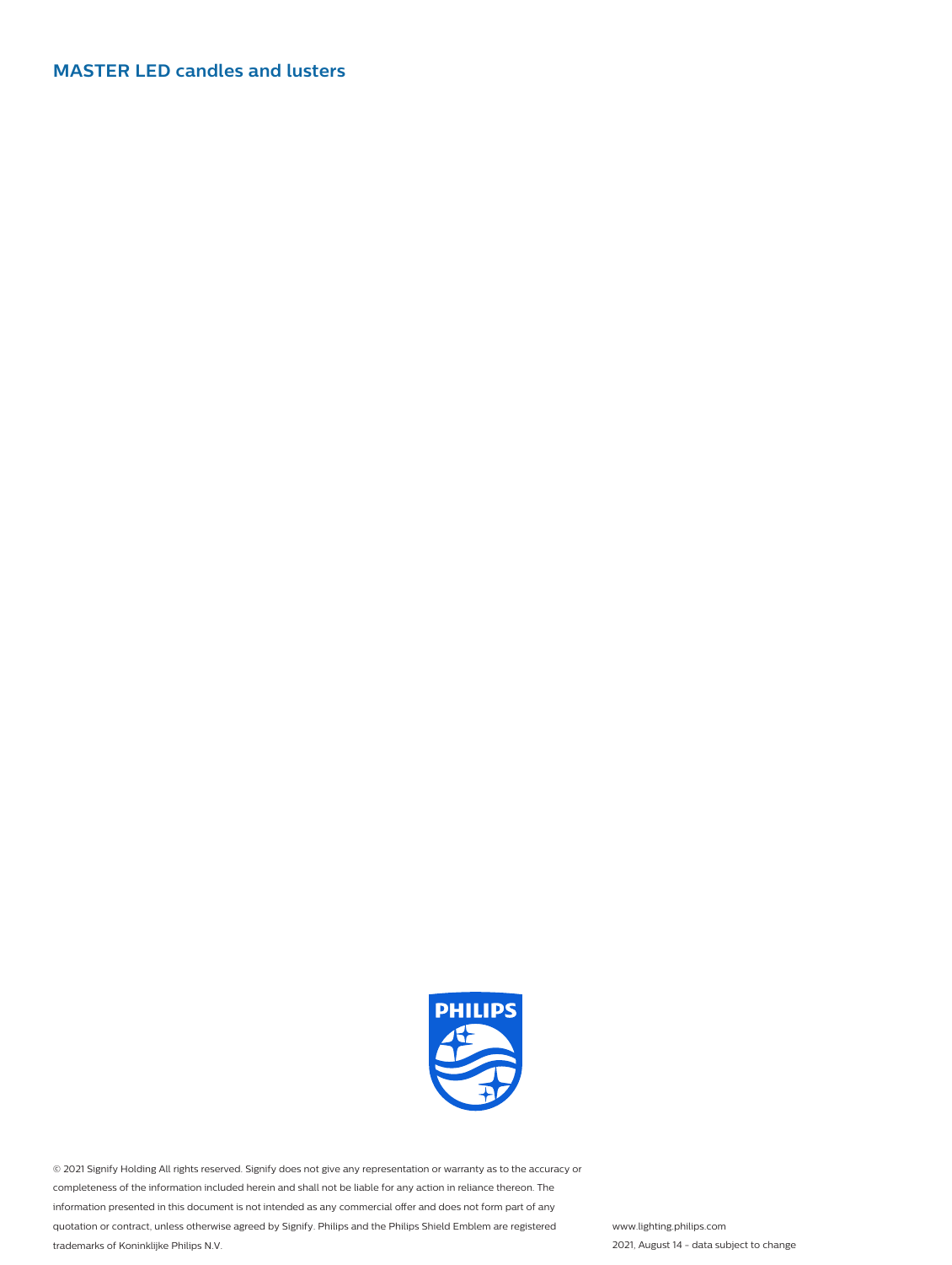## MASTER LED candles and lusters

© 2021 Signify Holding All rights reserved. Signify does not give any representation or warranty as to the accuracy or completeness of the information included herein and shall not be liable for any action in reliance thereon. The information presented in this document is not intended as any commercial offer and does not form part of any quotation or contract, unless otherwise agreed by Signify. Philips and the Philips Shield Emblem are registered trademarks of Koninklijke Philips N.V.

www.lighting.philips.com

2021, August 14 - data subject to change